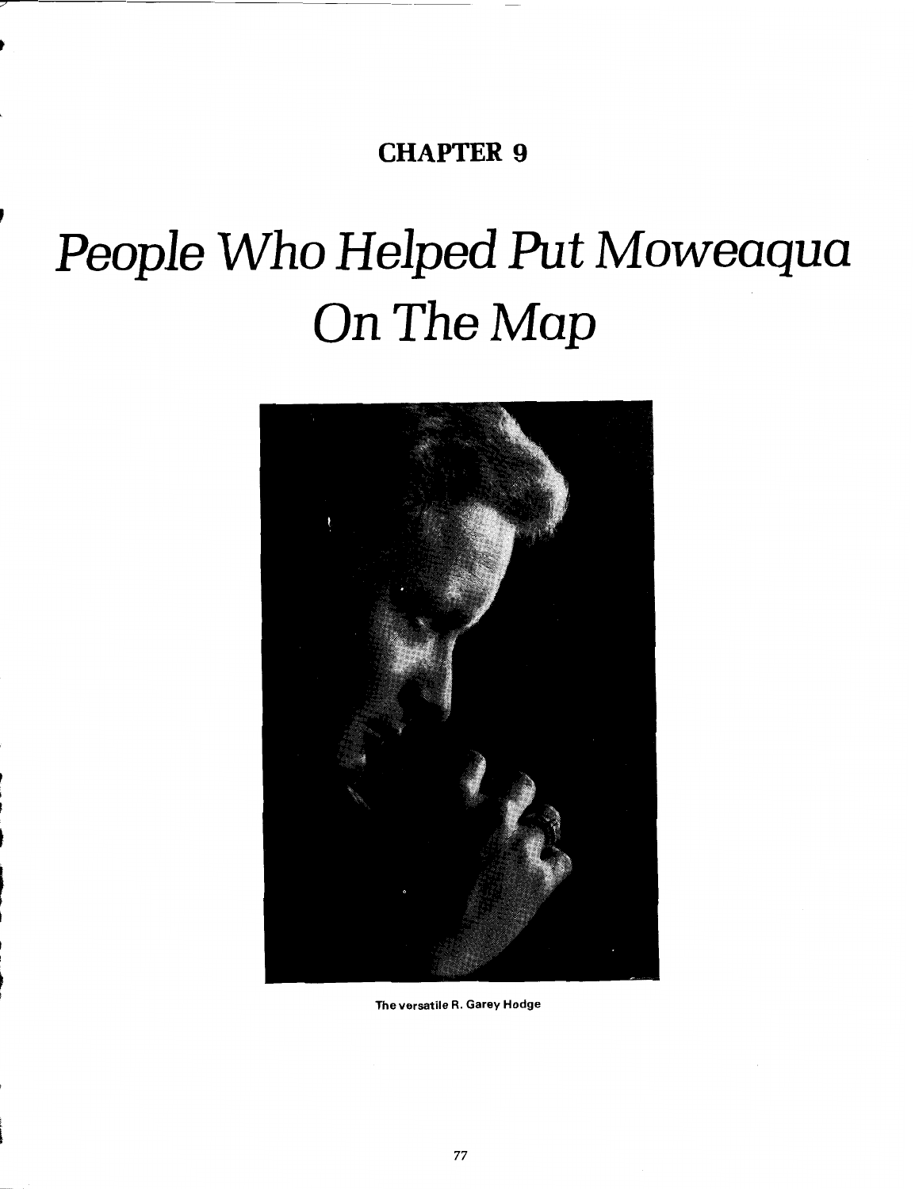**CHAPTER 9**

# *People Who Helped Put Moweaqua On The Map*

The versatile R. Garey Hodge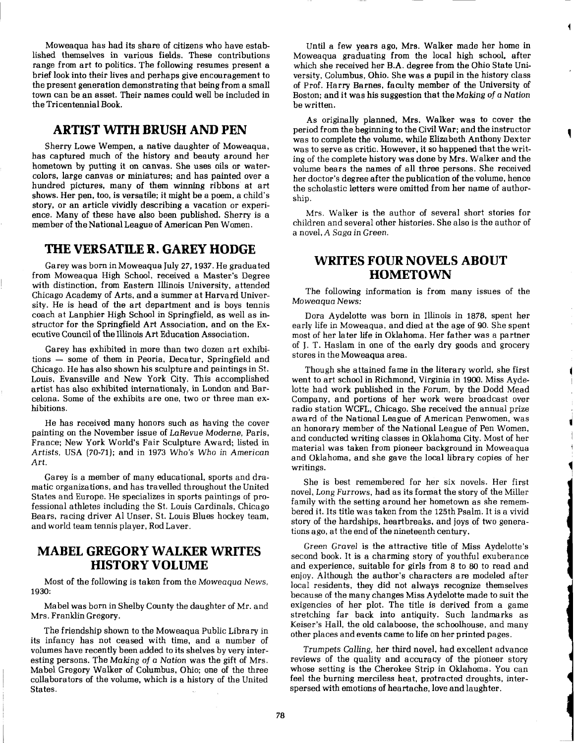Moweaqua has had its share of citizens who have established themselves in various fields. These contributions range from art to politics. The following resumes present a brief look into their lives and perhaps give encouragement to the present generation demonstrating that being from a small town can be an asset. Their names could well be included in the Tricentennial Book.

## ARTIST WITH BRUSH AND PEN

Sherry Lowe Wempen, a native daughter of Moweaqua, has captured much of the history and beauty around her hometown by putting it on canvas. She uses oils or watercolors, large canvas or miniatures; and has painted over a hundred pictures, many of them winning ribbons at art shows. Her pen, too, is versatile; it might be a poem, a child's story, or an article vividly describing a vacation or experience. Many of these have also been published. Sherry is a member of the National League of American Pen Women.

## THE VERSATILE R. GAREY HODGE

Garey was born in Moweaqua July 27, 1937. He graduated from Moweaqua High School, received a Master's Degree with distinction, from Eastern Illinois University, attended Chicago Academy of Arts, and a summer at Harvard University. He is head of the art department and is boys tennis coach at Lanphier High School in Springfield, as well as instructor for the Springfield Art Association, and on the Executive Council of the Illinois Art Education Association.

Garey has exhibited in more than two dozen art exhibitions — some of them in Peoria, Decatur, Springfield and Chicago. He has also shown his sculpture and paintings in St. Louis, Evansville and New York City. This accomplished artist has also exhibited internationaly, in London and Barcelona. Some of the exhibits are one, two or three man exhibitions.

He has received many honors such as having the cover painting on the November issue of *LaRevue Moderne*, Paris, France; New York World's Fair Sculpture Award; listed in *Artists, USA* (70-71); and in 1973 *Who's Who in American Art*.

Garey is a member of many educational, sports and dramatic organizations, and has travelled throughout the United States and Europe. He specializes in sports paintings of professional athletes including the St. Louis Cardinals, Chicago Bears, racing driver Al Unser, St. Louis Blues hockey team, and world team tennis player, Rod Laver.

## MABEL GREGORY WALKER WRITES HISTORY VOLUME

Most of the following is taken from the *Moweaqua News*, 1930:

Mabel was born in Shelby County the daughter of Mr. and Mrs. Franklin Gregory.

The friendship shown to the Moweaqua Public Library in its infancy has not ceased with time, and a number of volumes have recently been added to its shelves by very interesting persons. The *Making of a Nation* was the gift of Mrs. Mabel Gregory Walker of Columbus, Ohio; one of the three collaborators of the volume, which is a history of the United States.

Until a few years ago, Mrs. Walker made her home in Moweaqua graduating from the local high school, after which she received her B.A. degree from the Ohio State University, Columbus, Ohio. She was a pupil in the history class of Prof. Harry Barnes, faculty member of the University of Boston; and it was his suggestion that the *Making of a Nation* be written.

As originally planned, Mrs. Walker was to cover the period from the beginning to the Civil War; and the instructor was to complete the volume, while Elizabeth Anthony Dexter was to serve as critic. However, it so happened that the writing of the complete history was done by Mrs. Walker and the volume bears the names of all three persons. She received her doctor's degree after the publication of the volume, hence the scholastic letters were omitted from her name of authorship.

Mrs. Walker is the author of several short stories for children and several other histories. She also is the author of a novel, *A Saga in Green*.

## WRITES FOUR NOVELS ABOUT HOMETOWN

The following information is from many issues of the *Moweaqua News:*

Dora Aydelotte was born in Illinois in 1878, spent her early life in Moweaqua, and died at the age of 90. She spent most of her later life in Oklahoma. Her father was a partner of J. T. Haslam in one of the early dry goods and grocery stores in the Moweaqua area.

Though she attained fame in the literary world, she first went to art school in Richmond, Virginia in 1900. Miss Aydelotte had work published in the *Forum*, by the Dodd Mead Company, and portions of her work were broadcast over radio station WCFL, Chicago. She received the annual prize award of the National League of American Penwomen, was an honorary member of the National League of Pen Women, and conducted writing classes in Oklahoma City. Most of her material was taken from pioneer background in Moweaqua and Oklahoma, and she gave the local library copies of her writings.

She is best remembered for her six novels. Her first novel, *Long Furrows*, had as its format the story of the Miller family with the setting around her hometown as she remembered it. Its title was taken from the 125th Psalm. It is a vivid story of the hardships, heartbreaks, and joys of two generations ago, at the end of the nineteenth century.

*Green Gravel* is the attractive title of Miss Aydelotte's second book. It is a charming story of youthful exuberance and experience, suitable for girls from 8 to 80 to read and enjoy. Although the author's characters are modeled after local residents, they did not always recognize themselves because of the many changes Miss Aydelotte made to suit the exigencies of her plot. The title is derived from a game stretching far back into antiquity. Such landmarks as Keiser's Hall, the old calaboose, the schoolhouse, and many other places and events came to life on her printed pages.

*Trumpets Calling*, her third novel, had excellent advance reviews of the quality and accuracy of the pioneer story whose setting is the Cherokee Strip in Oklahoma. You can feel the burning merciless heat, protracted droughts, interspersed with emotions of heartache, love and laughter.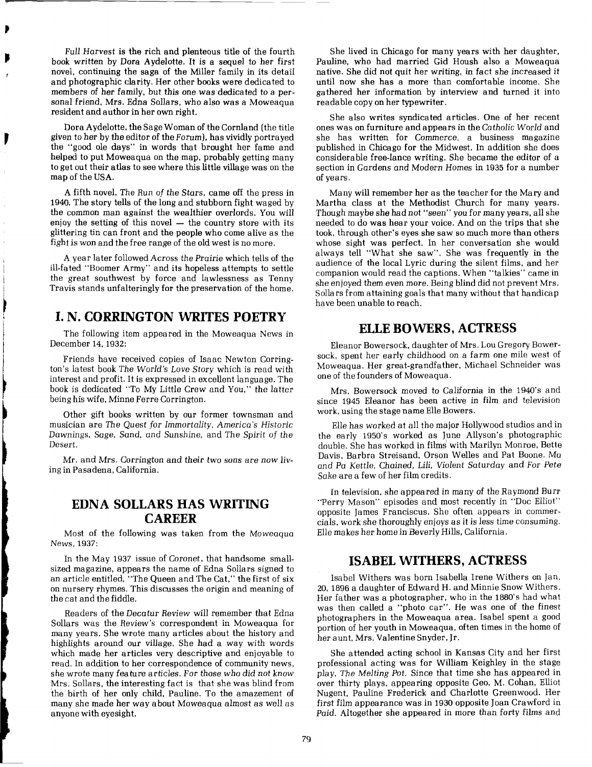*Full Harvest* is the rich and plenteous title of the fourth book written by Dora Aydelotte. It is a sequel to her first novel, continuing the saga of the Miller family in its detail and photographic clarity. Her other books were dedicated to members of her family, but this one was dedicated to a personal friend, Mrs. Edna Sollars, who also was a Moweaqua resident and author in her own right.

Dora Aydelotte, the Sage Woman of the Cornland (the title given to her by the editor of the *Forum*), has vividly portrayed the "good ole days" in words that brought her fame and helped to put Moweaqua on the map, probably getting many to get out their atlas to see where this little village was on the map of the USA.

A fifth novel, *The Run of the Stars*, came off the press in 1940. The story tells of the long and stubborn fight waged by the common man against the wealthier overlords. You will enjoy the setting of this novel — the country store with its glittering tin can front and the people who come alive as the fight is won and the free range of the old west is no more.

A year later followed *Across the Prairie* which tells of the ill-fated "Boomer Army" and its hopeless attempts to settle the great southwest by force and lawlessness as Tenny Travis stands unfalteringly for the preservation of the home.

## I. N. CORRINGTON WRITES POETRY

The following item appeared in the Moweaqua News in December 14, 1932:

Friends have received copies of Isaac Newton Corrington's latest book *The World's Love Story* which is read with interest and profit. It is expressed in excellent language. The book is dedicated "To My Little Crew and You," the latter being his wife, Minne Ferre Corrington.

Other gift books written by our former townsman and musician are *The Quest for Immortality, America's Historic Dawnings, Sage, Sand, and Sunshine,* and *The Spirit of the Desert.*

Mr. and Mrs. Corrington and their two sons are now living in Pasadena, California.

## EDNA SOLLARS HAS WRITING CAREER

Most of the following was taken from the *Moweaqua News*, 1937:

In the May 1937 issue of *Coronet*, that handsome small-sized magazine, appears the name of Edna Sollars signed to an article entitled, "The Queen and The Cat," the first of six on nursery rhymes. This discusses the origin and meaning of the cat and the fiddle.

Readers of the *Decatur Review* will remember that Edna Sollars was the *Review's* correspondent in Moweaqua for many years. She wrote many articles about the history and highlights around our village. She had a way with words which made her articles very descriptive and enjoyable to read. In addition to her correspondence of community news, she wrote many feature articles. For those who did not know Mrs. Sollars, the interesting fact is that she was blind from the birth of her only child, Pauline. To the amazement of many she made her way about Moweaqua almost as well as anyone with eyesight.

She lived in Chicago for many years with her daughter, Pauline, who had married Gid Housh also a Moweaqua native. She did not quit her writing, in fact she increased it until now she has a more than comfortable income. She gathered her information by interview and turned it into readable copy on her typewriter.

She also writes syndicated articles. One of her recent ones was on furniture and appears in the *Catholic World* and she has written for *Commerce*, a business magazine published in Chicago for the Midwest. In addition she does considerable free-lance writing. She became the editor of a section in *Gardens and Modern Homes* in 1935 for a number of years.

Many will remember her as the teacher for the Mary and Martha class at the Methodist Church for many years. Though maybe she had not "seen" you for many years, all she needed to do was hear your voice. And on the trips that she took, through other's eyes she saw so much more than others whose sight was perfect. In her conversation she would always tell "What she saw". She was frequently in the audience of the local Lyric during the silent films, and her companion would read the captions. When "talkies" came in she enjoyed them even more. Being blind did not prevent Mrs. Sollars from attaining goals that many without that handicap have been unable to reach.

## ELLE BOWERS, ACTRESS

Eleanor Bowersock, daughter of Mrs. Lou Gregory Bowersock, spent her early childhood on a farm one mile west of Moweaqua. Her great-grandfather, Michael Schneider was one of the founders of Moweaqua.

Mrs. Bowersock moved to California in the 1940's and since 1945 Eleanor has been active in film and television work, using the stage name Elle Bowers.

Elle has worked at all the major Hollywood studios and in the early 1950's worked as June Allyson's photographic double. She has worked in films with Marilyn Monroe, Bette Davis, Barbra Streisand, Orson Welles and Pat Boone. *Ma and Pa Kettle, Chained, Lili, Violent Saturday* and *For Pete Sake* are a few of her film credits.

In television, she appeared in many of the Raymond Burr "Perry Mason" episodes and most recently in "Doc Elliot" opposite James Franciscus. She often appears in commercials, work she thoroughly enjoys as it is less time consuming. Elle makes her home in Beverly Hills, California.

## ISABEL WITHERS, ACTRESS

Isabel Withers was born Isabella Irene Withers on Jan. 20, 1896 a daughter of Edward H. and Minnie Snow Withers. Her father was a photographer, who in the 1880's had what was then called a "photo car". He was one of the finest photographers in the Moweaqua area. Isabel spent a good portion of her youth in Moweaqua, often times in the home of her aunt, Mrs. Valentine Snyder, Jr.

She attended acting school in Kansas City and her first professional acting was for William Keighley in the stage play, *The Melting Pot.* Since that time she has appeared in over thirty plays, appearing opposite Geo. M. Cohan, Elliot Nugent, Pauline Frederick and Charlotte Greenwood. Her first film appearance was in 1930 opposite Joan Crawford in *Paid.* Altogether she appeared in more than forty films and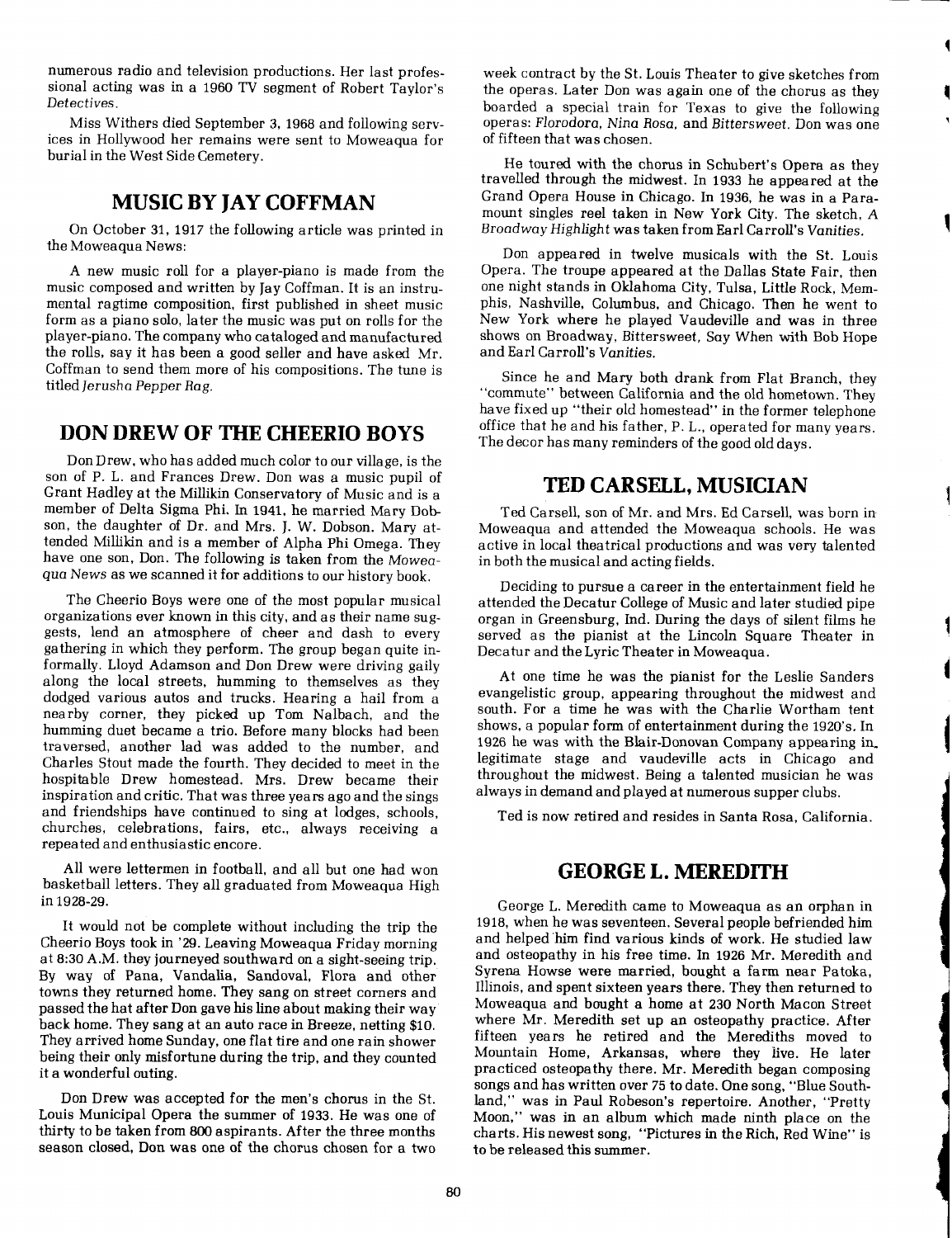numerous radio and television productions. Her last professional acting was in a 1960 TV segment of Robert Taylor's *Detectives*.

Miss Withers died September 3, 1968 and following services in Hollywood her remains were sent to Moweaqua for burial in the West Side Cemetery.

## MUSIC BY JAY COFFMAN

On October 31, 1917 the following article was printed in the Moweaqua News:

A new music roll for a player-piano is made from the music composed and written by Jay Coffman. It is an instrumental ragtime composition, first published in sheet music form as a piano solo, later the music was put on rolls for the player-piano. The company who cataloged and manufactured the rolls, say it has been a good seller and have asked Mr. Coffman to send them more of his compositions. The tune is titled *Jerusha Pepper Rag*.

## DON DREW OF THE CHEERIO BOYS

Don Drew, who has added much color to our village, is the son of P. L. and Frances Drew. Don was a music pupil of Grant Hadley at the Millikin Conservatory of Music and is a member of Delta Sigma Phi. In 1941, he married Mary Dobson, the daughter of Dr. and Mrs. J. W. Dobson. Mary attended Millikin and is a member of Alpha Phi Omega. They have one son, Don. The following is taken from the *Moweaqua News* as we scanned it for additions to our history book.

The Cheerio Boys were one of the most popular musical organizations ever known in this city, and as their name suggests, lend an atmosphere of cheer and dash to every gathering in which they perform. The group began quite informally. Lloyd Adamson and Don Drew were driving gaily along the local streets, humming to themselves as they dodged various autos and trucks. Hearing a hail from a nearby corner, they picked up Tom Nalbach, and the humming duet became a trio. Before many blocks had been traversed, another lad was added to the number, and Charles Stout made the fourth. They decided to meet in the hospitable Drew homestead. Mrs. Drew became their inspiration and critic. That was three years ago and the sings and friendships have continued to sing at lodges, schools, churches, celebrations, fairs, etc., always receiving a repeated and enthusiastic encore.

All were lettermen in football, and all but one had won basketball letters. They all graduated from Moweaqua High in 1928-29.

It would not be complete without including the trip the Cheerio Boys took in '29. Leaving Moweaqua Friday morning at 8:30 A.M. they journeyed southward on a sight-seeing trip. By way of Pana, Vandalia, Sandoval, Flora and other towns they returned home. They sang on street corners and passed the hat after Don gave his line about making their way back home. They sang at an auto race in Breeze, netting $10. They arrived home Sunday, one flat tire and one rain shower being their only misfortune during the trip, and they counted it a wonderful outing.

Don Drew was accepted for the men's chorus in the St. Louis Municipal Opera the summer of 1933. He was one of thirty to be taken from 800 aspirants. After the three months season closed, Don was one of the chorus chosen for a two week contract by the St. Louis Theater to give sketches from the operas. Later Don was again one of the chorus as they boarded a special train for Texas to give the following operas: *Florodora*, *Nina Rosa*, and *Bittersweet*. Don was one of fifteen that was chosen.

He toured with the chorus in Schubert's Opera as they travelled through the midwest. In 1933 he appeared at the Grand Opera House in Chicago. In 1936, he was in a Paramount singles reel taken in New York City. The sketch, *A Broadway Highlight* was taken from Earl Carroll's *Vanities*.

Don appeared in twelve musicals with the St. Louis Opera. The troupe appeared at the Dallas State Fair, then one night stands in Oklahoma City, Tulsa, Little Rock, Memphis, Nashville, Columbus, and Chicago. Then he went to New York where he played Vaudeville and was in three shows on Broadway, *Bittersweet*, *Say When* with Bob Hope and Earl Carroll's *Vanities*.

Since he and Mary both drank from Flat Branch, they "commute" between California and the old hometown. They have fixed up "their old homestead" in the former telephone office that he and his father, P. L., operated for many years. The decor has many reminders of the good old days.

## TED CARSELL, MUSICIAN

Ted Carsell, son of Mr. and Mrs. Ed Carsell, was born in Moweaqua and attended the Moweaqua schools. He was active in local theatrical productions and was very talented in both the musical and acting fields.

Deciding to pursue a career in the entertainment field he attended the Decatur College of Music and later studied pipe organ in Greensburg, Ind. During the days of silent films he served as the pianist at the Lincoln Square Theater in Decatur and the Lyric Theater in Moweaqua.

At one time he was the pianist for the Leslie Sanders evangelistic group, appearing throughout the midwest and south. For a time he was with the Charlie Wortham tent shows, a popular form of entertainment during the 1920's. In 1926 he was with the Blair-Donovan Company appearing in legitimate stage and vaudeville acts in Chicago and throughout the midwest. Being a talented musician he was always in demand and played at numerous supper clubs.

Ted is now retired and resides in Santa Rosa, California.

## GEORGE L. MEREDITH

George L. Meredith came to Moweaqua as an orphan in 1918, when he was seventeen. Several people befriended him and helped him find various kinds of work. He studied law and osteopathy in his free time. In 1926 Mr. Meredith and Syrena Howse were married, bought a farm near Patoka, Illinois, and spent sixteen years there. They then returned to Moweaqua and bought a home at 230 North Macon Street where Mr. Meredith set up an osteopathy practice. After fifteen years he retired and the Merediths moved to Mountain Home, Arkansas, where they live. He later practiced osteopathy there. Mr. Meredith began composing songs and has written over 75 to date. One song, "Blue Southland," was in Paul Robeson's repertoire. Another, "Pretty Moon," was in an album which made ninth place on the charts. His newest song, "Pictures in the Rich, Red Wine" is to be released this summer.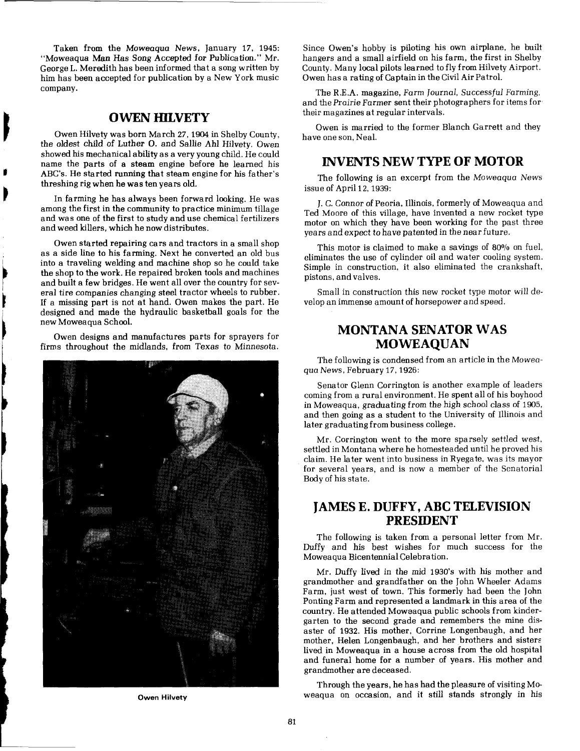Taken from the *Moweaqua News*, January 17, 1945: "Moweaqua Man Has Song Accepted for Publication." Mr. George L. Meredith has been informed that a song written by him has been accepted for publication by a New York music company.

## OWEN HILVETY

Owen Hilvety was born March 27, 1904 in Shelby County, the oldest child of Luther O. and Sallie Ahl Hilvety. Owen showed his mechanical ability as a very young child. He could name the parts of a steam engine before he learned his ABC's. He started running that steam engine for his father's threshing rig when he was ten years old.

In farming he has always been forward looking. He was among the first in the community to practice minimum tillage and was one of the first to study and use chemical fertilizers and weed killers, which he now distributes.

Owen started repairing cars and tractors in a small shop as a side line to his farming. Next he converted an old bus into a traveling welding and machine shop so he could take the shop to the work. He repaired broken tools and machines and built a few bridges. He went all over the country for several tire companies changing steel tractor wheels to rubber. If a missing part is not at hand. Owen makes the part. He designed and made the hydraulic basketball goals for the new Moweaqua School.

Owen designs and manufactures parts for sprayers for firms throughout the midlands, from Texas to Minnesota.

Owen Hilvety

Since Owen's hobby is piloting his own airplane, he built hangers and a small airfield on his farm, the first in Shelby County. Many local pilots learned to fly from Hilvety Airport. Owen has a rating of Captain in the Civil Air Patrol.

The R.E.A. magazine, *Farm Journal, Successful Farming*, and the *Prairie Farmer* sent their photographers for items for their magazines at regular intervals.

Owen is married to the former Blanch Garrett and they have one son, Neal.

## INVENTS NEW TYPE OF MOTOR

The following is an excerpt from the *Moweaqua News* issue of April 12, 1939:

J. C. Connor of Peoria, Illinois, formerly of Moweaqua and Ted Moore of this village, have invented a new rocket type motor on which they have been working for the past three years and expect to have patented in the near future.

This motor is claimed to make a savings of 80% on fuel, eliminates the use of cylinder oil and water cooling system. Simple in construction, it also eliminated the crankshaft, pistons, and valves.

Small in construction this new rocket type motor will develop an immense amount of horsepower and speed.

## MONTANA SENATOR WAS MOWEAQUAN

The following is condensed from an article in the *Moweaqua News*, February 17, 1926:

Senator Glenn Corrington is another example of leaders coming from a rural environment. He spent all of his boyhood in Moweaqua, graduating from the high school class of 1905, and then going as a student to the University of Illinois and later graduating from business college.

Mr. Corrington went to the more sparsely settled west, settled in Montana where he homesteaded until he proved his claim. He later went into business in Ryegate, was its mayor for several years, and is now a member of the Senatorial Body of his state.

## JAMES E. DUFFY, ABC TELEVISION PRESIDENT

The following is taken from a personal letter from Mr. Duffy and his best wishes for much success for the Moweaqua Bicentennial Celebration.

Mr. Duffy lived in the mid 1930's with his mother and grandmother and grandfather on the John Wheeler Adams Farm, just west of town. This formerly had been the John Ponting Farm and represented a landmark in this area of the country. He attended Moweaqua public schools from kindergarten to the second grade and remembers the mine disaster of 1932. His mother, Corrine Longenbaugh, and her mother, Helen Longenbaugh, and her brothers and sisters lived in Moweaqua in a house across from the old hospital and funeral home for a number of years. His mother and grandmother are deceased.

Through the years, he has had the pleasure of visiting Moweaqua on occasion, and it still stands strongly in his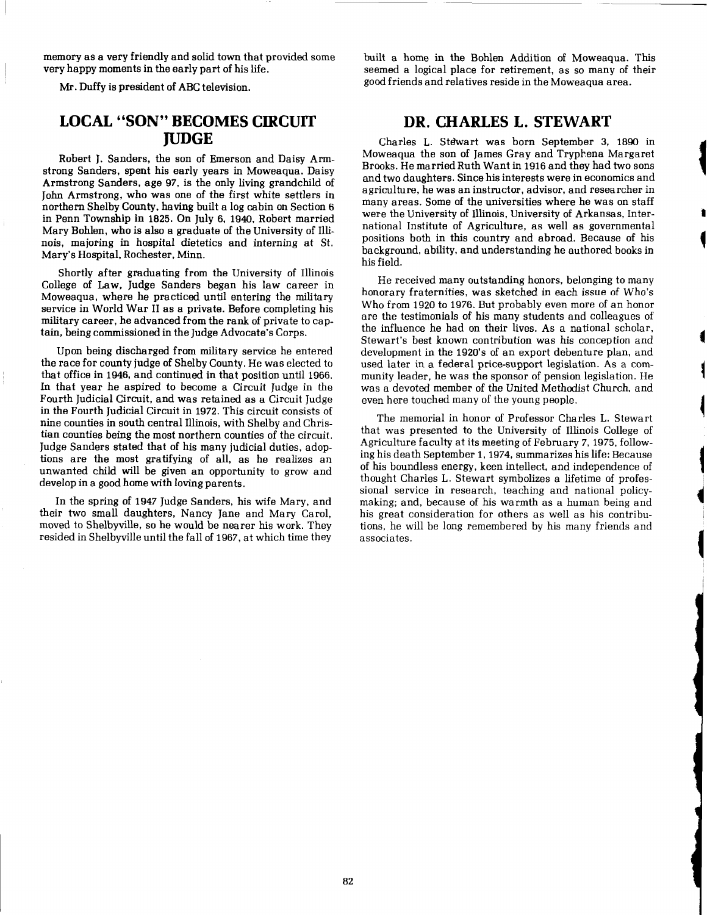memory as a very friendly and solid town that provided some very happy moments in the early part of his life.

Mr. Duffy is president of ABC television.

## LOCAL "SON" BECOMES CIRCUIT JUDGE

Robert J. Sanders, the son of Emerson and Daisy Armstrong Sanders, spent his early years in Moweaqua. Daisy Armstrong Sanders, age 97, is the only living grandchild of John Armstrong, who was one of the first white settlers in northern Shelby County, having built a log cabin on Section 6 in Penn Township in 1825. On July 6, 1940, Robert married Mary Bohlen, who is also a graduate of the University of Illinois, majoring in hospital dietetics and interning at St. Mary's Hospital, Rochester, Minn.

Shortly after graduating from the University of Illinois College of Law, Judge Sanders began his law career in Moweaqua, where he practiced until entering the military service in World War II as a private. Before completing his military career, he advanced from the rank of private to captain, being commissioned in the Judge Advocate's Corps.

Upon being discharged from military service he entered the race for county judge of Shelby County. He was elected to that office in 1946, and continued in that position until 1966. In that year he aspired to become a Circuit Judge in the Fourth Judicial Circuit, and was retained as a Circuit Judge in the Fourth Judicial Circuit in 1972. This circuit consists of nine counties in south central Illinois, with Shelby and Christian counties being the most northern counties of the circuit. Judge Sanders stated that of his many judicial duties, adoptions are the most gratifying of all, as he realizes an unwanted child will be given an opportunity to grow and develop in a good home with loving parents.

In the spring of 1947 Judge Sanders, his wife Mary, and their two small daughters, Nancy Jane and Mary Carol, moved to Shelbyville, so he would be nearer his work. They resided in Shelbyville until the fall of 1967, at which time they built a home in the Bohlen Addition of Moweaqua. This seemed a logical place for retirement, as so many of their good friends and relatives reside in the Moweaqua area.

## DR. CHARLES L. STEWART

Charles L. Stewart was born September 3, 1890 in Moweaqua the son of James Gray and Tryphena Margaret Brooks. He married Ruth Want in 1916 and they had two sons and two daughters. Since his interests were in economics and agriculture, he was an instructor, advisor, and researcher in many areas. Some of the universities where he was on staff were the University of Illinois, University of Arkansas, International Institute of Agriculture, as well as governmental positions both in this country and abroad. Because of his background, ability, and understanding he authored books in his field.

He received many outstanding honors, belonging to many honorary fraternities, was sketched in each issue of Who's Who from 1920 to 1976. But probably even more of an honor are the testimonials of his many students and colleagues of the influence he had on their lives. As a national scholar, Stewart's best known contribution was his conception and development in the 1920's of an export debenture plan, and used later in a federal price-support legislation. As a community leader, he was the sponsor of pension legislation. He was a devoted member of the United Methodist Church, and even here touched many of the young people.

The memorial in honor of Professor Charles L. Stewart that was presented to the University of Illinois College of Agriculture faculty at its meeting of February 7, 1975, following his death September 1, 1974, summarizes his life: Because of his boundless energy, keen intellect, and independence of thought Charles L. Stewart symbolizes a lifetime of professional service in research, teaching and national policy-making; and, because of his warmth as a human being and his great consideration for others as well as his contributions, he will be long remembered by his many friends and associates.